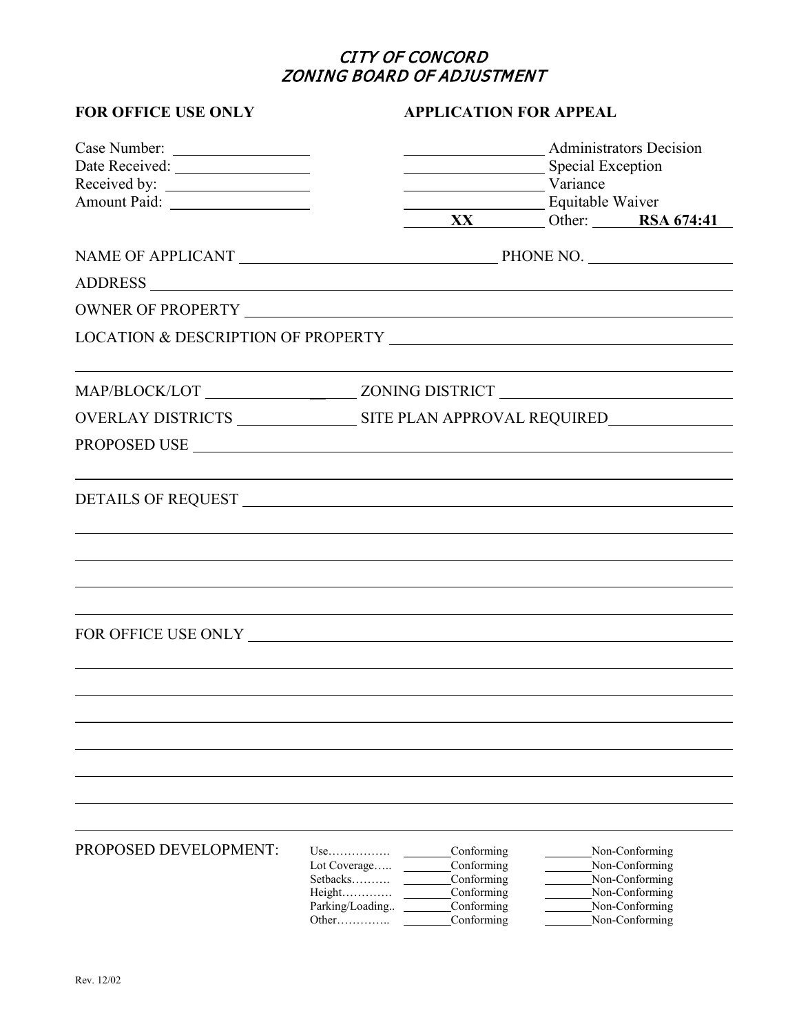# *CITY OF CONCORD*
# *ZONING BOARD OF ADJUSTMENT*

**FOR OFFICE USE ONLY** | **APPLICATION FOR APPEAL**

Case Number: __________________
Date Received: __________________
Received by: __________________
Amount Paid: __________________

__________________ Administrators Decision
__________________ Special Exception
__________________ Variance
__________________ Equitable Waiver
**XX** Other: **RSA 674:41**

NAME OF APPLICANT ______________________________ PHONE NO. ________________

ADDRESS ____________________________________________________________

OWNER OF PROPERTY ___________________________________________________

LOCATION & DESCRIPTION OF PROPERTY _________________________________

____________________________________________________________________

MAP/BLOCK/LOT ________________ ZONING DISTRICT ________________________

OVERLAY DISTRICTS ______________ SITE PLAN APPROVAL REQUIRED______________

PROPOSED USE ________________________________________________________

____________________________________________________________________

DETAILS OF REQUEST ___________________________________________________

____________________________________________________________________

____________________________________________________________________

____________________________________________________________________

____________________________________________________________________

FOR OFFICE USE ONLY ___________________________________________________

____________________________________________________________________

____________________________________________________________________

____________________________________________________________________

____________________________________________________________________

____________________________________________________________________

____________________________________________________________________

____________________________________________________________________

PROPOSED DEVELOPMENT:

| | | |
|---|---|---|
| Use……………. | ______Conforming | ______Non-Conforming |
| Lot Coverage….. | ______Conforming | ______Non-Conforming |
| Setbacks………. | ______Conforming | ______Non-Conforming |
| Height…………. | ______Conforming | ______Non-Conforming |
| Parking/Loading.. | ______Conforming | ______Non-Conforming |
| Other………….. | ______Conforming | ______Non-Conforming |

Rev. 12/02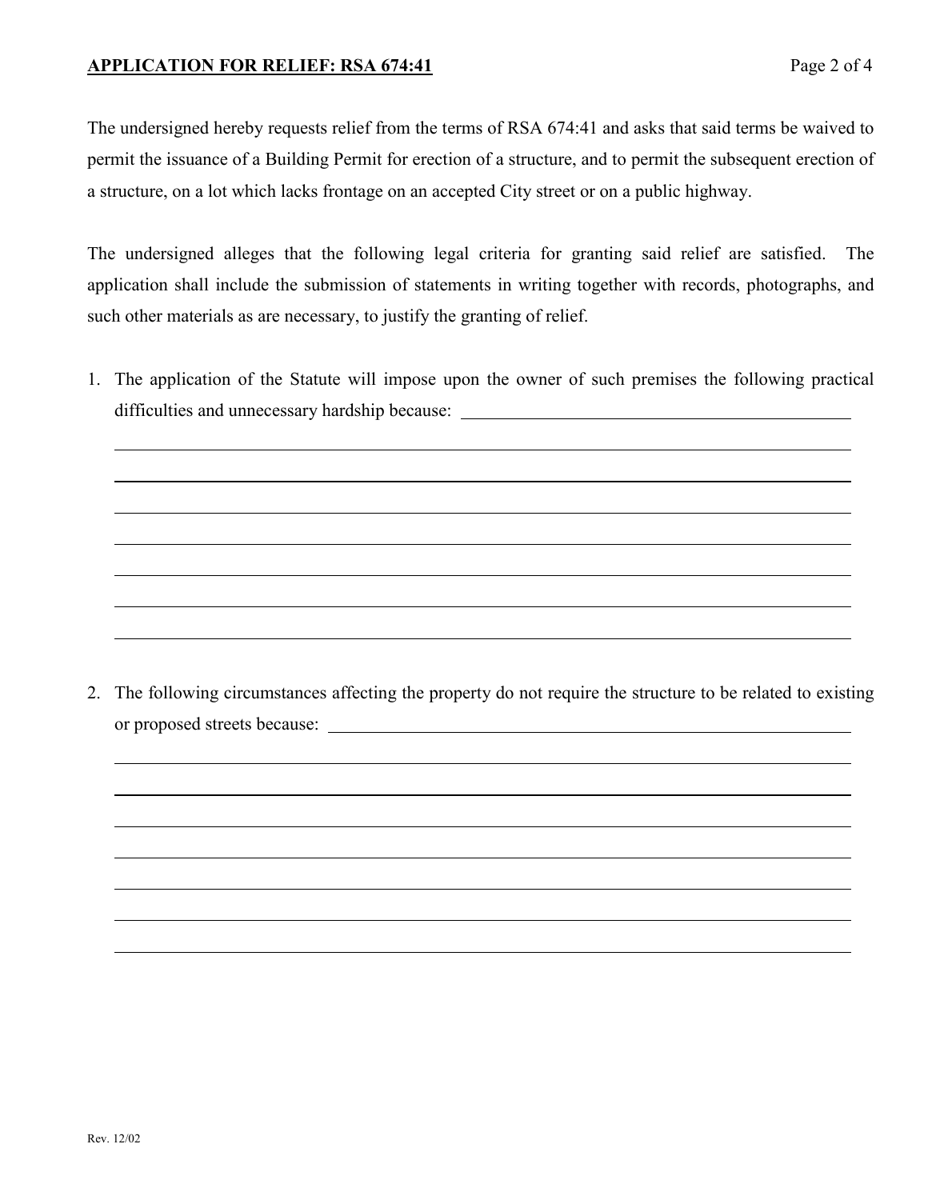**APPLICATION FOR RELIEF: RSA 674:41**

The undersigned hereby requests relief from the terms of RSA 674:41 and asks that said terms be waived to permit the issuance of a Building Permit for erection of a structure, and to permit the subsequent erection of a structure, on a lot which lacks frontage on an accepted City street or on a public highway.

The undersigned alleges that the following legal criteria for granting said relief are satisfied. The application shall include the submission of statements in writing together with records, photographs, and such other materials as are necessary, to justify the granting of relief.

1. The application of the Statute will impose upon the owner of such premises the following practical difficulties and unnecessary hardship because: ________________________________________

______________________________________________________________________________
______________________________________________________________________________
______________________________________________________________________________
______________________________________________________________________________
______________________________________________________________________________
______________________________________________________________________________
______________________________________________________________________________

2. The following circumstances affecting the property do not require the structure to be related to existing or proposed streets because: ________________________________________

______________________________________________________________________________
______________________________________________________________________________
______________________________________________________________________________
______________________________________________________________________________
______________________________________________________________________________
______________________________________________________________________________
______________________________________________________________________________

Rev. 12/02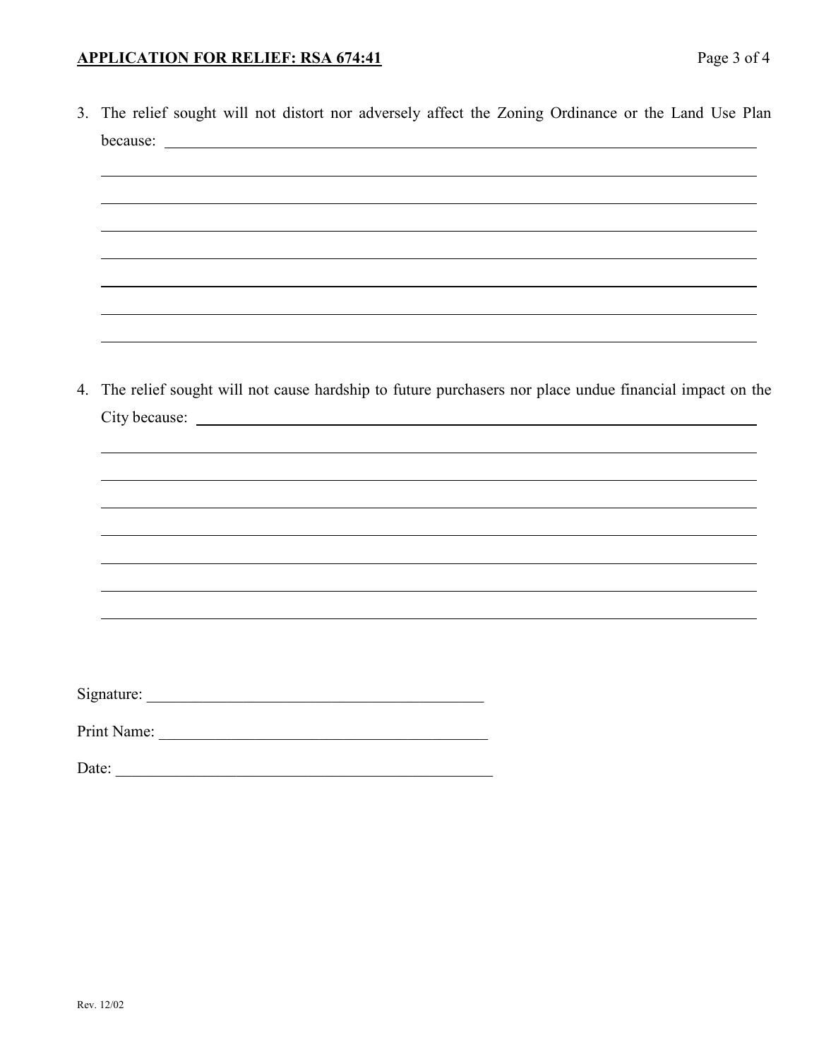3. The relief sought will not distort nor adversely affect the Zoning Ordinance or the Land Use Plan because: ____________________________________________________________

____________________________________________________________

____________________________________________________________

____________________________________________________________

____________________________________________________________

____________________________________________________________

____________________________________________________________

____________________________________________________________

4. The relief sought will not cause hardship to future purchasers nor place undue financial impact on the City because: ____________________________________________________________

____________________________________________________________

____________________________________________________________

____________________________________________________________

____________________________________________________________

____________________________________________________________

____________________________________________________________

____________________________________________________________

Signature: ____________________________________________

Print Name: ___________________________________________

Date: ________________________________________________

Rev. 12/02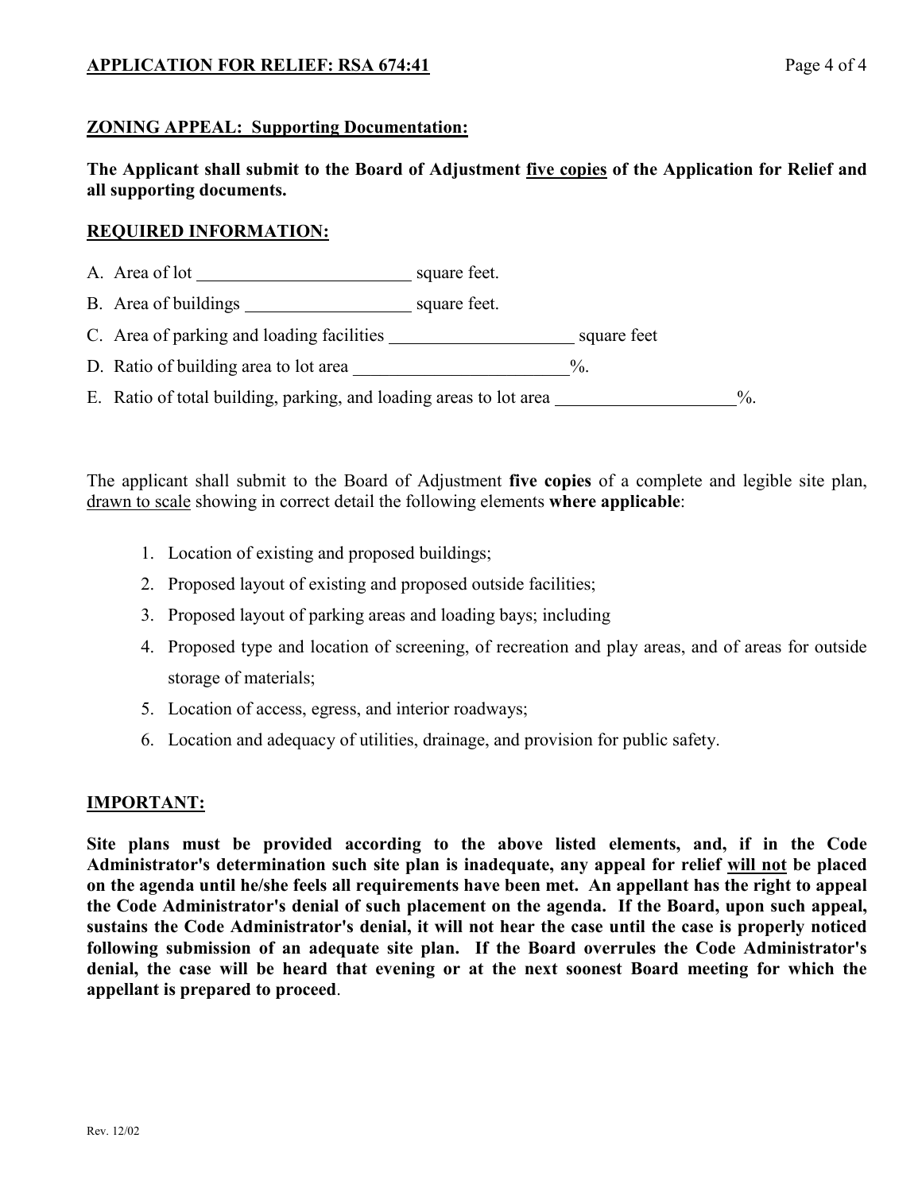**APPLICATION FOR RELIEF: RSA 674:41**

**ZONING APPEAL: Supporting Documentation:**

**The Applicant shall submit to the Board of Adjustment five copies of the Application for Relief and all supporting documents.**

**REQUIRED INFORMATION:**

A. Area of lot ________________________ square feet.

B. Area of buildings ___________________ square feet.

C. Area of parking and loading facilities _____________________ square feet

D. Ratio of building area to lot area ________________________%.

E. Ratio of total building, parking, and loading areas to lot area ____________________%.

The applicant shall submit to the Board of Adjustment **five copies** of a complete and legible site plan, drawn to scale showing in correct detail the following elements **where applicable**:

1. Location of existing and proposed buildings;
2. Proposed layout of existing and proposed outside facilities;
3. Proposed layout of parking areas and loading bays; including
4. Proposed type and location of screening, of recreation and play areas, and of areas for outside storage of materials;
5. Location of access, egress, and interior roadways;
6. Location and adequacy of utilities, drainage, and provision for public safety.

**IMPORTANT:**

**Site plans must be provided according to the above listed elements, and, if in the Code Administrator's determination such site plan is inadequate, any appeal for relief will not be placed on the agenda until he/she feels all requirements have been met. An appellant has the right to appeal the Code Administrator's denial of such placement on the agenda. If the Board, upon such appeal, sustains the Code Administrator's denial, it will not hear the case until the case is properly noticed following submission of an adequate site plan. If the Board overrules the Code Administrator's denial, the case will be heard that evening or at the next soonest Board meeting for which the appellant is prepared to proceed**.

Rev. 12/02